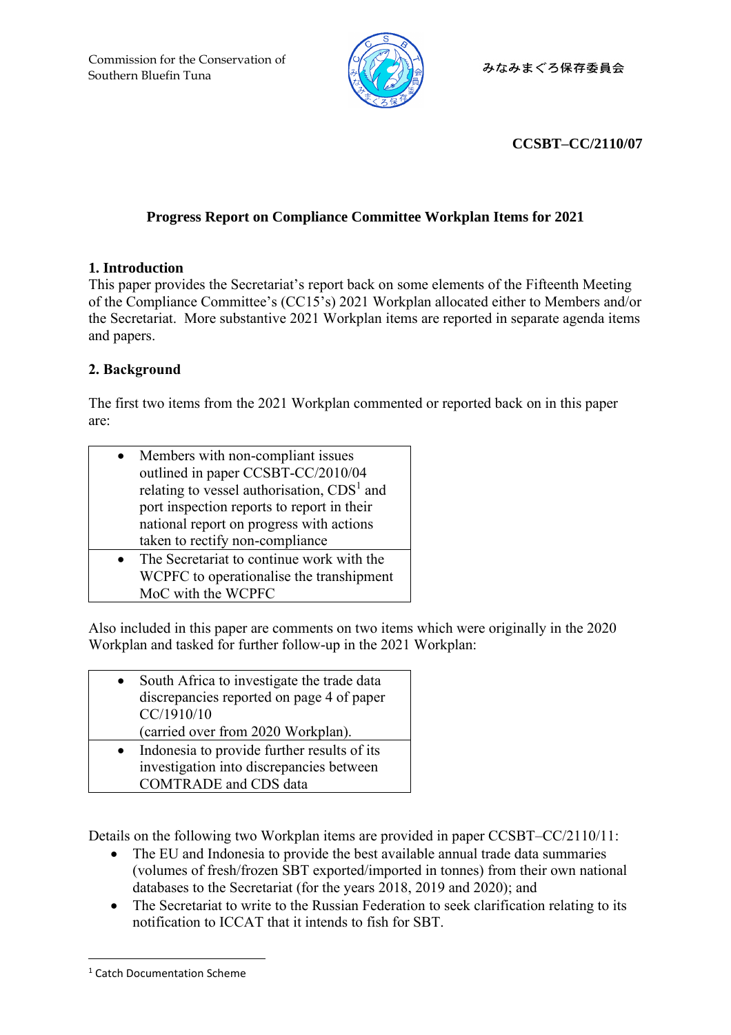Commission for the Conservation of Southern Bluefin Tuna

みなみまぐろ保存委員会

**CCSBT–CC/2110/07**

# Progress Report on Compliance Committee Workplan Items for 2021

## 1. Introduction

This paper provides the Secretariat's report back on some elements of the Fifteenth Meeting of the Compliance Committee's (CC15's) 2021 Workplan allocated either to Members and/or the Secretariat. More substantive 2021 Workplan items are reported in separate agenda items and papers.

## 2. Background

The first two items from the 2021 Workplan commented or reported back on in this paper are:

| |
|---|
| • Members with non-compliant issues outlined in paper CCSBT-CC/2010/04 relating to vessel authorisation, CDS[1] and port inspection reports to report in their national report on progress with actions taken to rectify non-compliance |
| • The Secretariat to continue work with the WCPFC to operationalise the transhipment MoC with the WCPFC |

Also included in this paper are comments on two items which were originally in the 2020 Workplan and tasked for further follow-up in the 2021 Workplan:

| |
|---|
| • South Africa to investigate the trade data discrepancies reported on page 4 of paper CC/1910/10 (carried over from 2020 Workplan). |
| • Indonesia to provide further results of its investigation into discrepancies between COMTRADE and CDS data |

Details on the following two Workplan items are provided in paper CCSBT–CC/2110/11:

- The EU and Indonesia to provide the best available annual trade data summaries (volumes of fresh/frozen SBT exported/imported in tonnes) from their own national databases to the Secretariat (for the years 2018, 2019 and 2020); and
- The Secretariat to write to the Russian Federation to seek clarification relating to its notification to ICCAT that it intends to fish for SBT.

[1] Catch Documentation Scheme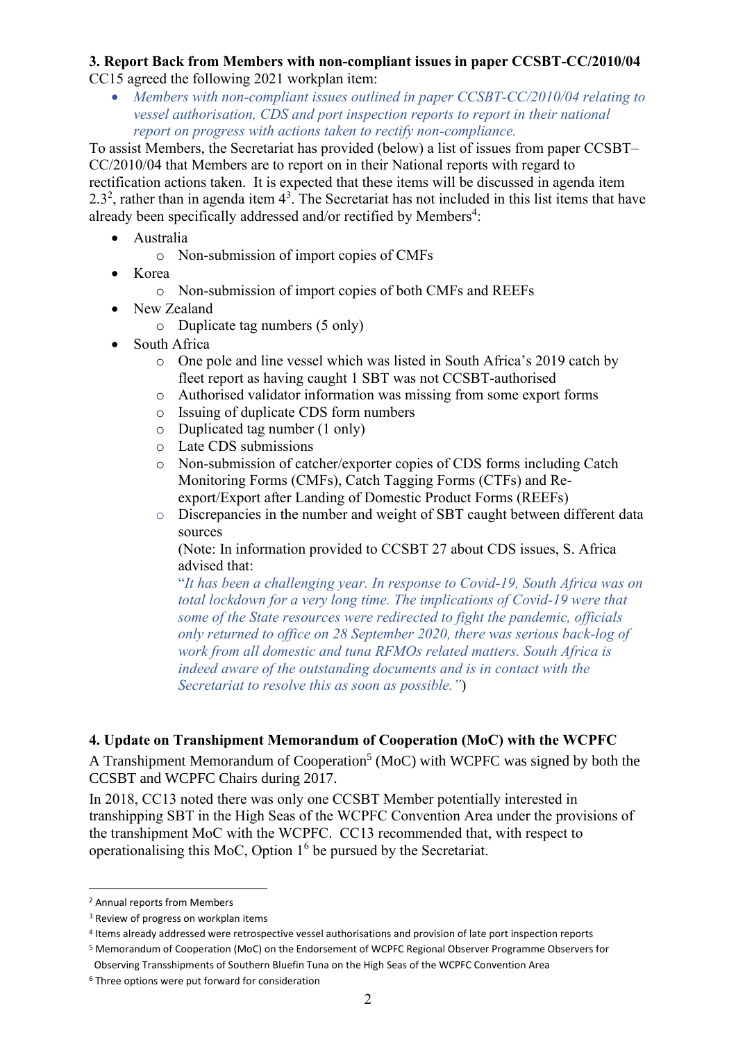**3. Report Back from Members with non-compliant issues in paper CCSBT-CC/2010/04**

CC15 agreed the following 2021 workplan item:

- *Members with non-compliant issues outlined in paper CCSBT-CC/2010/04 relating to vessel authorisation, CDS and port inspection reports to report in their national report on progress with actions taken to rectify non-compliance.*

To assist Members, the Secretariat has provided (below) a list of issues from paper CCSBT–CC/2010/04 that Members are to report on in their National reports with regard to rectification actions taken. It is expected that these items will be discussed in agenda item 2.3[2], rather than in agenda item 4[3]. The Secretariat has not included in this list items that have already been specifically addressed and/or rectified by Members[4]:

- Australia
  - Non-submission of import copies of CMFs
- Korea
  - Non-submission of import copies of both CMFs and REEFs
- New Zealand
  - Duplicate tag numbers (5 only)
- South Africa
  - One pole and line vessel which was listed in South Africa's 2019 catch by fleet report as having caught 1 SBT was not CCSBT-authorised
  - Authorised validator information was missing from some export forms
  - Issuing of duplicate CDS form numbers
  - Duplicated tag number (1 only)
  - Late CDS submissions
  - Non-submission of catcher/exporter copies of CDS forms including Catch Monitoring Forms (CMFs), Catch Tagging Forms (CTFs) and Re-export/Export after Landing of Domestic Product Forms (REEFs)
  - Discrepancies in the number and weight of SBT caught between different data sources

    (Note: In information provided to CCSBT 27 about CDS issues, S. Africa advised that:

    *"It has been a challenging year. In response to Covid-19, South Africa was on total lockdown for a very long time. The implications of Covid-19 were that some of the State resources were redirected to fight the pandemic, officials only returned to office on 28 September 2020, there was serious back-log of work from all domestic and tuna RFMOs related matters. South Africa is indeed aware of the outstanding documents and is in contact with the Secretariat to resolve this as soon as possible."*)

**4. Update on Transhipment Memorandum of Cooperation (MoC) with the WCPFC**

A Transhipment Memorandum of Cooperation[5] (MoC) with WCPFC was signed by both the CCSBT and WCPFC Chairs during 2017.

In 2018, CC13 noted there was only one CCSBT Member potentially interested in transhipping SBT in the High Seas of the WCPFC Convention Area under the provisions of the transhipment MoC with the WCPFC. CC13 recommended that, with respect to operationalising this MoC, Option 1[6] be pursued by the Secretariat.

---

[2] Annual reports from Members

[3] Review of progress on workplan items

[4] Items already addressed were retrospective vessel authorisations and provision of late port inspection reports

[5] Memorandum of Cooperation (MoC) on the Endorsement of WCPFC Regional Observer Programme Observers for Observing Transshipments of Southern Bluefin Tuna on the High Seas of the WCPFC Convention Area

[6] Three options were put forward for consideration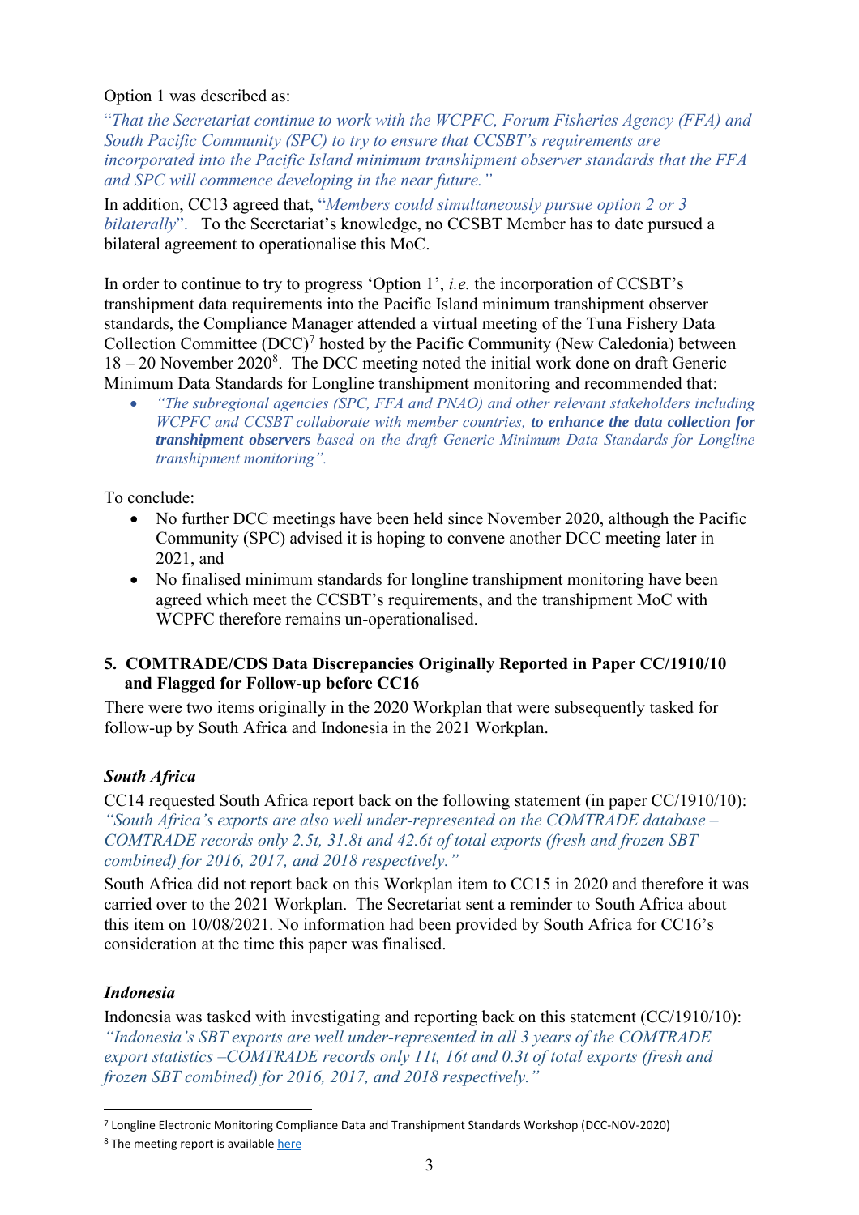Option 1 was described as:

*"That the Secretariat continue to work with the WCPFC, Forum Fisheries Agency (FFA) and South Pacific Community (SPC) to try to ensure that CCSBT's requirements are incorporated into the Pacific Island minimum transhipment observer standards that the FFA and SPC will commence developing in the near future."*

In addition, CC13 agreed that, "*Members could simultaneously pursue option 2 or 3 bilaterally*". To the Secretariat's knowledge, no CCSBT Member has to date pursued a bilateral agreement to operationalise this MoC.

In order to continue to try to progress 'Option 1', *i.e.* the incorporation of CCSBT's transhipment data requirements into the Pacific Island minimum transhipment observer standards, the Compliance Manager attended a virtual meeting of the Tuna Fishery Data Collection Committee (DCC)[7] hosted by the Pacific Community (New Caledonia) between 18 – 20 November 2020[8]. The DCC meeting noted the initial work done on draft Generic Minimum Data Standards for Longline transhipment monitoring and recommended that:

- *"The subregional agencies (SPC, FFA and PNAO) and other relevant stakeholders including WCPFC and CCSBT collaborate with member countries,* ***to enhance the data collection for transhipment observers*** *based on the draft Generic Minimum Data Standards for Longline transhipment monitoring".*

To conclude:

- No further DCC meetings have been held since November 2020, although the Pacific Community (SPC) advised it is hoping to convene another DCC meeting later in 2021, and
- No finalised minimum standards for longline transhipment monitoring have been agreed which meet the CCSBT's requirements, and the transhipment MoC with WCPFC therefore remains un-operationalised.

## 5. COMTRADE/CDS Data Discrepancies Originally Reported in Paper CC/1910/10 and Flagged for Follow-up before CC16

There were two items originally in the 2020 Workplan that were subsequently tasked for follow-up by South Africa and Indonesia in the 2021 Workplan.

### *South Africa*

CC14 requested South Africa report back on the following statement (in paper CC/1910/10): *"South Africa's exports are also well under-represented on the COMTRADE database – COMTRADE records only 2.5t, 31.8t and 42.6t of total exports (fresh and frozen SBT combined) for 2016, 2017, and 2018 respectively."*

South Africa did not report back on this Workplan item to CC15 in 2020 and therefore it was carried over to the 2021 Workplan. The Secretariat sent a reminder to South Africa about this item on 10/08/2021. No information had been provided by South Africa for CC16's consideration at the time this paper was finalised.

### *Indonesia*

Indonesia was tasked with investigating and reporting back on this statement (CC/1910/10): *"Indonesia's SBT exports are well under-represented in all 3 years of the COMTRADE export statistics –COMTRADE records only 11t, 16t and 0.3t of total exports (fresh and frozen SBT combined) for 2016, 2017, and 2018 respectively."*

---

[7] Longline Electronic Monitoring Compliance Data and Transhipment Standards Workshop (DCC-NOV-2020)

[8] The meeting report is available here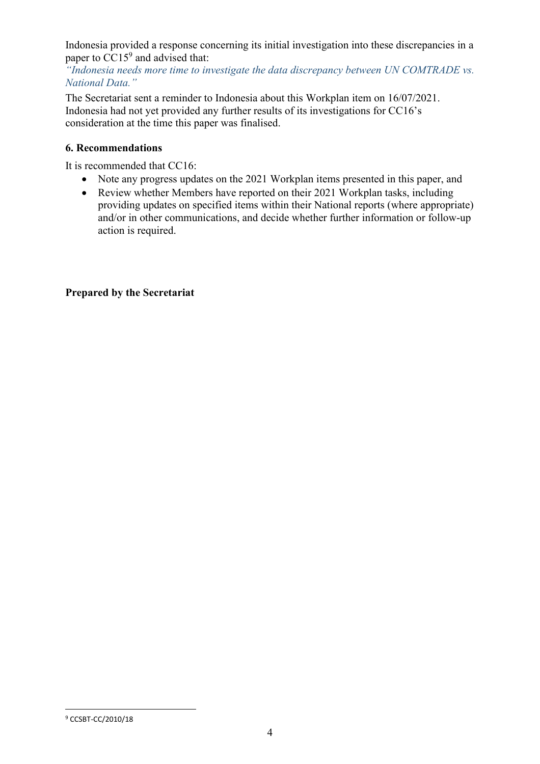Indonesia provided a response concerning its initial investigation into these discrepancies in a paper to CC15[9] and advised that:

*"Indonesia needs more time to investigate the data discrepancy between UN COMTRADE vs. National Data."*

The Secretariat sent a reminder to Indonesia about this Workplan item on 16/07/2021. Indonesia had not yet provided any further results of its investigations for CC16's consideration at the time this paper was finalised.

### 6. Recommendations

It is recommended that CC16:

- Note any progress updates on the 2021 Workplan items presented in this paper, and
- Review whether Members have reported on their 2021 Workplan tasks, including providing updates on specified items within their National reports (where appropriate) and/or in other communications, and decide whether further information or follow-up action is required.

**Prepared by the Secretariat**

[9] CCSBT-CC/2010/18